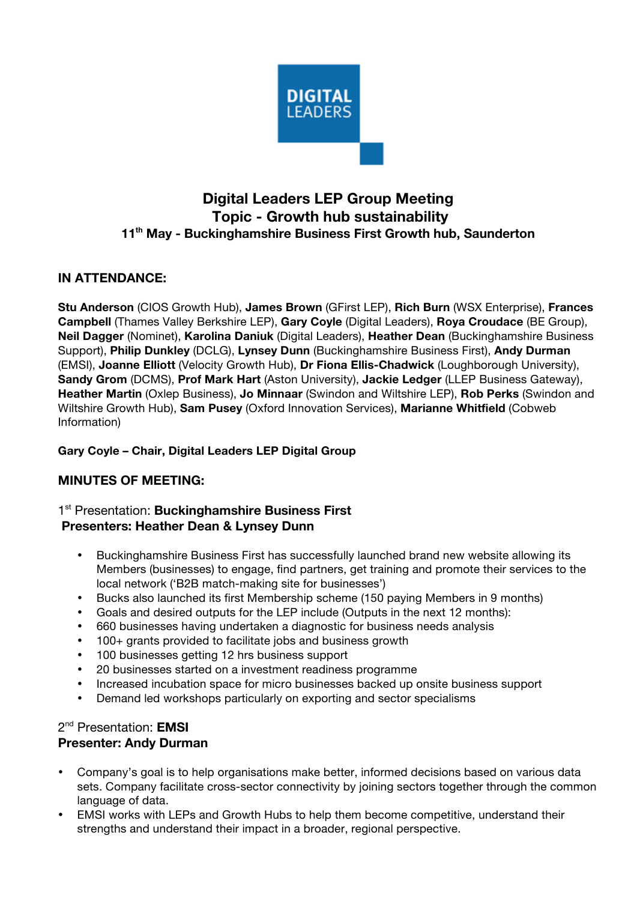DIGITAL LEADERS

# Digital Leaders LEP Group Meeting
## Topic - Growth hub sustainability
### 11th May - Buckinghamshire Business First Growth hub, Saunderton

## IN ATTENDANCE:

**Stu Anderson** (CIOS Growth Hub), **James Brown** (GFirst LEP), **Rich Burn** (WSX Enterprise), **Frances Campbell** (Thames Valley Berkshire LEP), **Gary Coyle** (Digital Leaders), **Roya Croudace** (BE Group), **Neil Dagger** (Nominet), **Karolina Daniuk** (Digital Leaders), **Heather Dean** (Buckinghamshire Business Support), **Philip Dunkley** (DCLG), **Lynsey Dunn** (Buckinghamshire Business First), **Andy Durman** (EMSI), **Joanne Elliott** (Velocity Growth Hub), **Dr Fiona Ellis-Chadwick** (Loughborough University), **Sandy Grom** (DCMS), **Prof Mark Hart** (Aston University), **Jackie Ledger** (LLEP Business Gateway), **Heather Martin** (Oxlep Business), **Jo Minnaar** (Swindon and Wiltshire LEP), **Rob Perks** (Swindon and Wiltshire Growth Hub), **Sam Pusey** (Oxford Innovation Services), **Marianne Whitfield** (Cobweb Information)

**Gary Coyle – Chair, Digital Leaders LEP Digital Group**

## MINUTES OF MEETING:

### 1st Presentation: **Buckinghamshire Business First**
### Presenters: Heather Dean & Lynsey Dunn

- Buckinghamshire Business First has successfully launched brand new website allowing its Members (businesses) to engage, find partners, get training and promote their services to the local network ('B2B match-making site for businesses')
- Bucks also launched its first Membership scheme (150 paying Members in 9 months)
- Goals and desired outputs for the LEP include (Outputs in the next 12 months):
- 660 businesses having undertaken a diagnostic for business needs analysis
- 100+ grants provided to facilitate jobs and business growth
- 100 businesses getting 12 hrs business support
- 20 businesses started on a investment readiness programme
- Increased incubation space for micro businesses backed up onsite business support
- Demand led workshops particularly on exporting and sector specialisms

### 2nd Presentation: **EMSI**
### Presenter: Andy Durman

- Company's goal is to help organisations make better, informed decisions based on various data sets. Company facilitate cross-sector connectivity by joining sectors together through the common language of data.
- EMSI works with LEPs and Growth Hubs to help them become competitive, understand their strengths and understand their impact in a broader, regional perspective.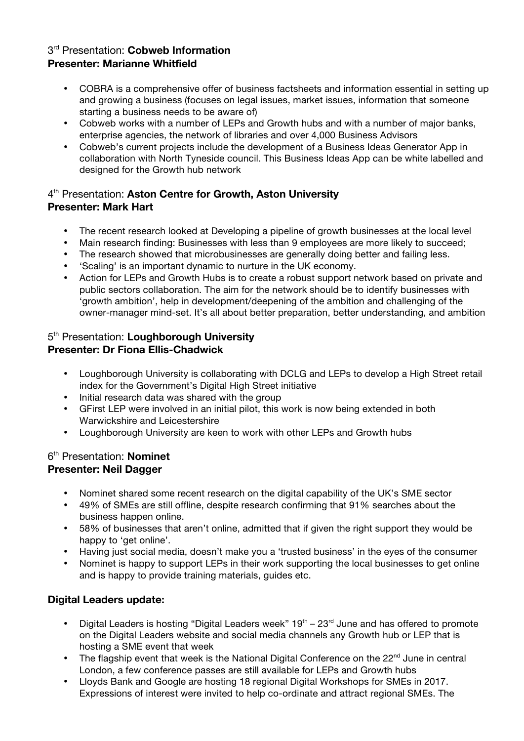### 3rd Presentation: **Cobweb Information**
### Presenter: Marianne Whitfield

- COBRA is a comprehensive offer of business factsheets and information essential in setting up and growing a business (focuses on legal issues, market issues, information that someone starting a business needs to be aware of)
- Cobweb works with a number of LEPs and Growth hubs and with a number of major banks, enterprise agencies, the network of libraries and over 4,000 Business Advisors
- Cobweb's current projects include the development of a Business Ideas Generator App in collaboration with North Tyneside council. This Business Ideas App can be white labelled and designed for the Growth hub network

### 4th Presentation: **Aston Centre for Growth, Aston University**
### Presenter: Mark Hart

- The recent research looked at Developing a pipeline of growth businesses at the local level
- Main research finding: Businesses with less than 9 employees are more likely to succeed;
- The research showed that microbusinesses are generally doing better and failing less.
- 'Scaling' is an important dynamic to nurture in the UK economy.
- Action for LEPs and Growth Hubs is to create a robust support network based on private and public sectors collaboration. The aim for the network should be to identify businesses with 'growth ambition', help in development/deepening of the ambition and challenging of the owner-manager mind-set. It's all about better preparation, better understanding, and ambition

### 5th Presentation: **Loughborough University**
### Presenter: Dr Fiona Ellis-Chadwick

- Loughborough University is collaborating with DCLG and LEPs to develop a High Street retail index for the Government's Digital High Street initiative
- Initial research data was shared with the group
- GFirst LEP were involved in an initial pilot, this work is now being extended in both Warwickshire and Leicestershire
- Loughborough University are keen to work with other LEPs and Growth hubs

### 6th Presentation: **Nominet**
### Presenter: Neil Dagger

- Nominet shared some recent research on the digital capability of the UK's SME sector
- 49% of SMEs are still offline, despite research confirming that 91% searches about the business happen online.
- 58% of businesses that aren't online, admitted that if given the right support they would be happy to 'get online'.
- Having just social media, doesn't make you a 'trusted business' in the eyes of the consumer
- Nominet is happy to support LEPs in their work supporting the local businesses to get online and is happy to provide training materials, guides etc.

### Digital Leaders update:

- Digital Leaders is hosting "Digital Leaders week" 19th – 23rd June and has offered to promote on the Digital Leaders website and social media channels any Growth hub or LEP that is hosting a SME event that week
- The flagship event that week is the National Digital Conference on the 22nd June in central London, a few conference passes are still available for LEPs and Growth hubs
- Lloyds Bank and Google are hosting 18 regional Digital Workshops for SMEs in 2017. Expressions of interest were invited to help co-ordinate and attract regional SMEs. The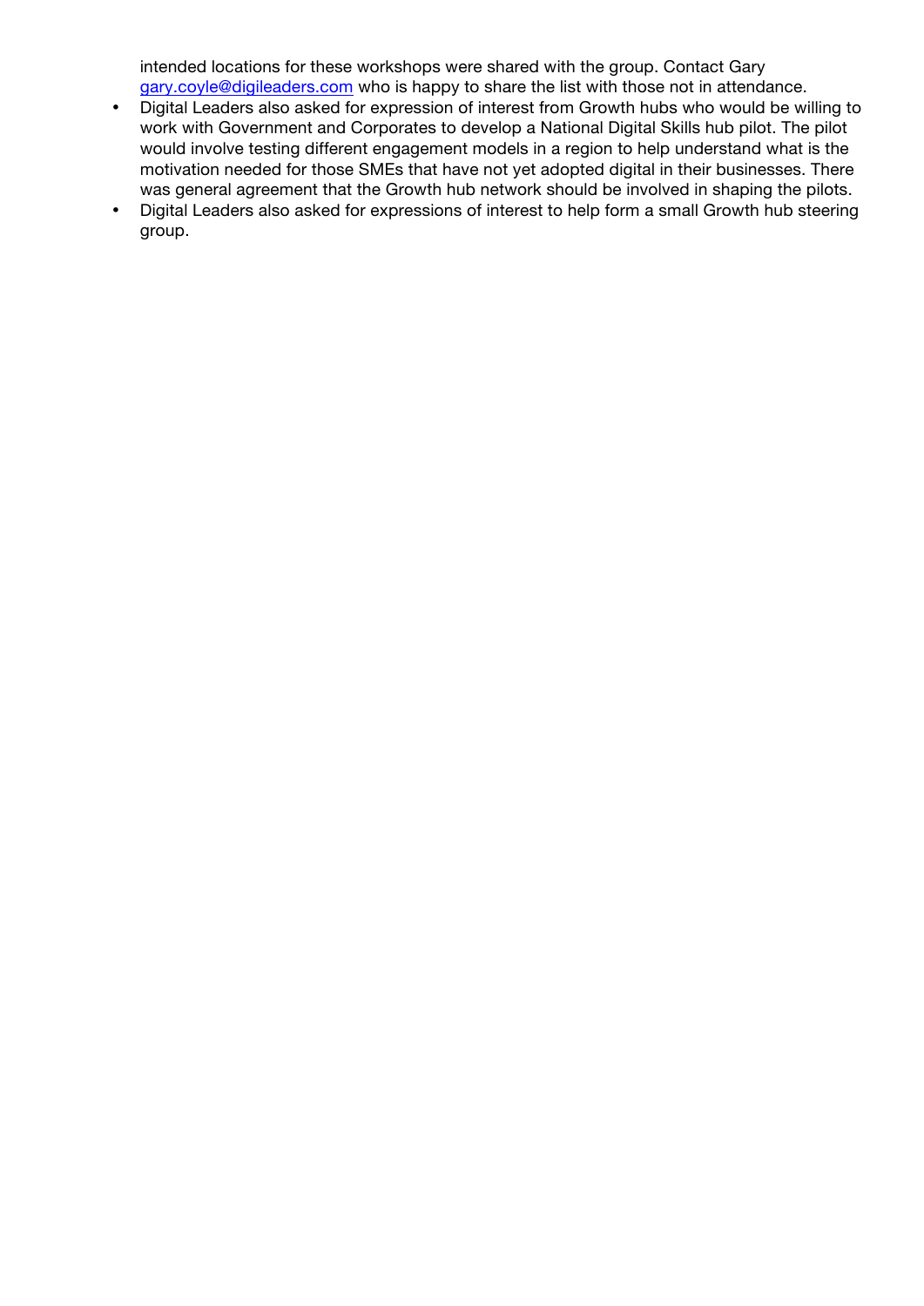intended locations for these workshops were shared with the group. Contact Gary gary.coyle@digileaders.com who is happy to share the list with those not in attendance.

- Digital Leaders also asked for expression of interest from Growth hubs who would be willing to work with Government and Corporates to develop a National Digital Skills hub pilot. The pilot would involve testing different engagement models in a region to help understand what is the motivation needed for those SMEs that have not yet adopted digital in their businesses. There was general agreement that the Growth hub network should be involved in shaping the pilots.
- Digital Leaders also asked for expressions of interest to help form a small Growth hub steering group.